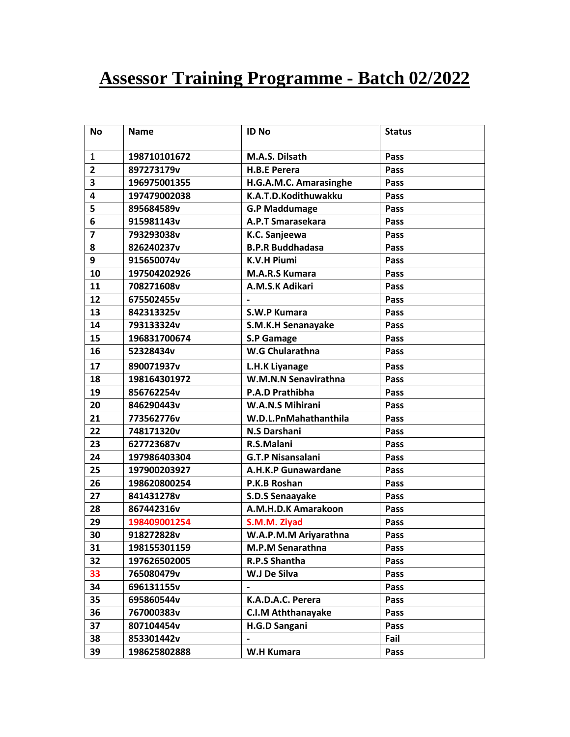# Assessor Training Programme - Batch 02/2022

| No | Name | ID No | Status |
|---|---|---|---|
| 1 | 198710101672 | M.A.S. Dilsath | Pass |
| 2 | 897273179v | H.B.E Perera | Pass |
| 3 | 196975001355 | H.G.A.M.C. Amarasinghe | Pass |
| 4 | 197479002038 | K.A.T.D.Kodithuwakku | Pass |
| 5 | 895684589v | G.P Maddumage | Pass |
| 6 | 915981143v | A.P.T Smarasekara | Pass |
| 7 | 793293038v | K.C. Sanjeewa | Pass |
| 8 | 826240237v | B.P.R Buddhadasa | Pass |
| 9 | 915650074v | K.V.H Piumi | Pass |
| 10 | 197504202926 | M.A.R.S Kumara | Pass |
| 11 | 708271608v | A.M.S.K Adikari | Pass |
| 12 | 675502455v | - | Pass |
| 13 | 842313325v | S.W.P Kumara | Pass |
| 14 | 793133324v | S.M.K.H Senanayake | Pass |
| 15 | 196831700674 | S.P Gamage | Pass |
| 16 | 52328434v | W.G Chularathna | Pass |
| 17 | 890071937v | L.H.K Liyanage | Pass |
| 18 | 198164301972 | W.M.N.N Senavirathna | Pass |
| 19 | 856762254v | P.A.D Prathibha | Pass |
| 20 | 846290443v | W.A.N.S Mihirani | Pass |
| 21 | 773562776v | W.D.L.PnMahathanthila | Pass |
| 22 | 748171320v | N.S Darshani | Pass |
| 23 | 627723687v | R.S.Malani | Pass |
| 24 | 197986403304 | G.T.P Nisansalani | Pass |
| 25 | 197900203927 | A.H.K.P Gunawardane | Pass |
| 26 | 198620800254 | P.K.B Roshan | Pass |
| 27 | 841431278v | S.D.S Senaayake | Pass |
| 28 | 867442316v | A.M.H.D.K Amarakoon | Pass |
| 29 | 198409001254 | S.M.M. Ziyad | Pass |
| 30 | 918272828v | W.A.P.M.M Ariyarathna | Pass |
| 31 | 198155301159 | M.P.M Senarathna | Pass |
| 32 | 197626502005 | R.P.S Shantha | Pass |
| 33 | 765080479v | W.J De Silva | Pass |
| 34 | 696131155v | - | Pass |
| 35 | 695860544v | K.A.D.A.C. Perera | Pass |
| 36 | 767000383v | C.I.M Aththanayake | Pass |
| 37 | 807104454v | H.G.D Sangani | Pass |
| 38 | 853301442v | - | Fail |
| 39 | 198625802888 | W.H Kumara | Pass |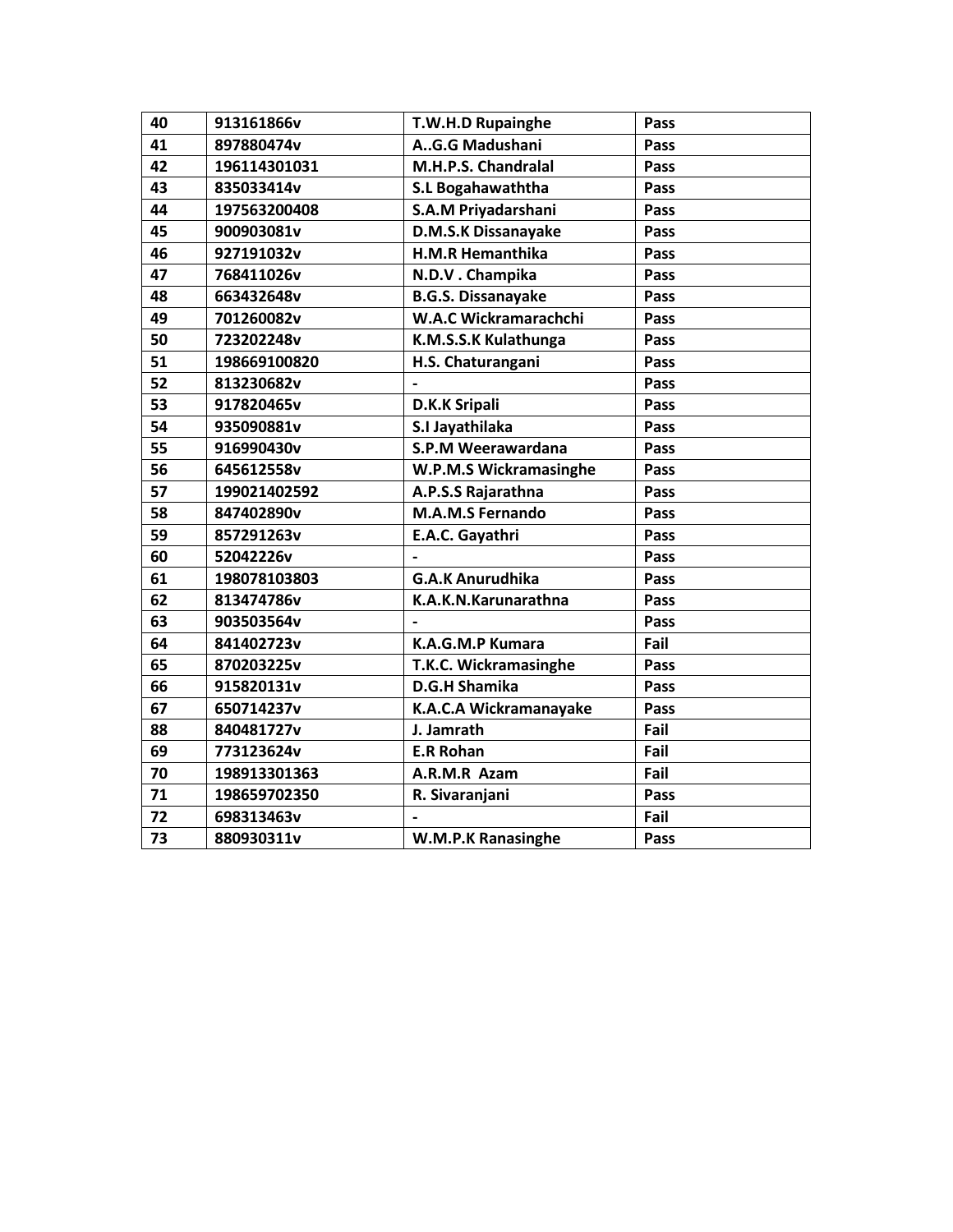| | | | |
|---|---|---|---|
| 40 | 913161866v | T.W.H.D Rupainghe | Pass |
| 41 | 897880474v | A..G.G Madushani | Pass |
| 42 | 196114301031 | M.H.P.S. Chandralal | Pass |
| 43 | 835033414v | S.L Bogahawaththa | Pass |
| 44 | 197563200408 | S.A.M Priyadarshani | Pass |
| 45 | 900903081v | D.M.S.K Dissanayake | Pass |
| 46 | 927191032v | H.M.R Hemanthika | Pass |
| 47 | 768411026v | N.D.V . Champika | Pass |
| 48 | 663432648v | B.G.S. Dissanayake | Pass |
| 49 | 701260082v | W.A.C Wickramarachchi | Pass |
| 50 | 723202248v | K.M.S.S.K Kulathunga | Pass |
| 51 | 198669100820 | H.S. Chaturangani | Pass |
| 52 | 813230682v | - | Pass |
| 53 | 917820465v | D.K.K Sripali | Pass |
| 54 | 935090881v | S.I Jayathilaka | Pass |
| 55 | 916990430v | S.P.M Weerawardana | Pass |
| 56 | 645612558v | W.P.M.S Wickramasinghe | Pass |
| 57 | 199021402592 | A.P.S.S Rajarathna | Pass |
| 58 | 847402890v | M.A.M.S Fernando | Pass |
| 59 | 857291263v | E.A.C. Gayathri | Pass |
| 60 | 52042226v | - | Pass |
| 61 | 198078103803 | G.A.K Anurudhika | Pass |
| 62 | 813474786v | K.A.K.N.Karunarathna | Pass |
| 63 | 903503564v | - | Pass |
| 64 | 841402723v | K.A.G.M.P Kumara | Fail |
| 65 | 870203225v | T.K.C. Wickramasinghe | Pass |
| 66 | 915820131v | D.G.H Shamika | Pass |
| 67 | 650714237v | K.A.C.A Wickramanayake | Pass |
| 88 | 840481727v | J. Jamrath | Fail |
| 69 | 773123624v | E.R Rohan | Fail |
| 70 | 198913301363 | A.R.M.R Azam | Fail |
| 71 | 198659702350 | R. Sivaranjani | Pass |
| 72 | 698313463v | - | Fail |
| 73 | 880930311v | W.M.P.K Ranasinghe | Pass |